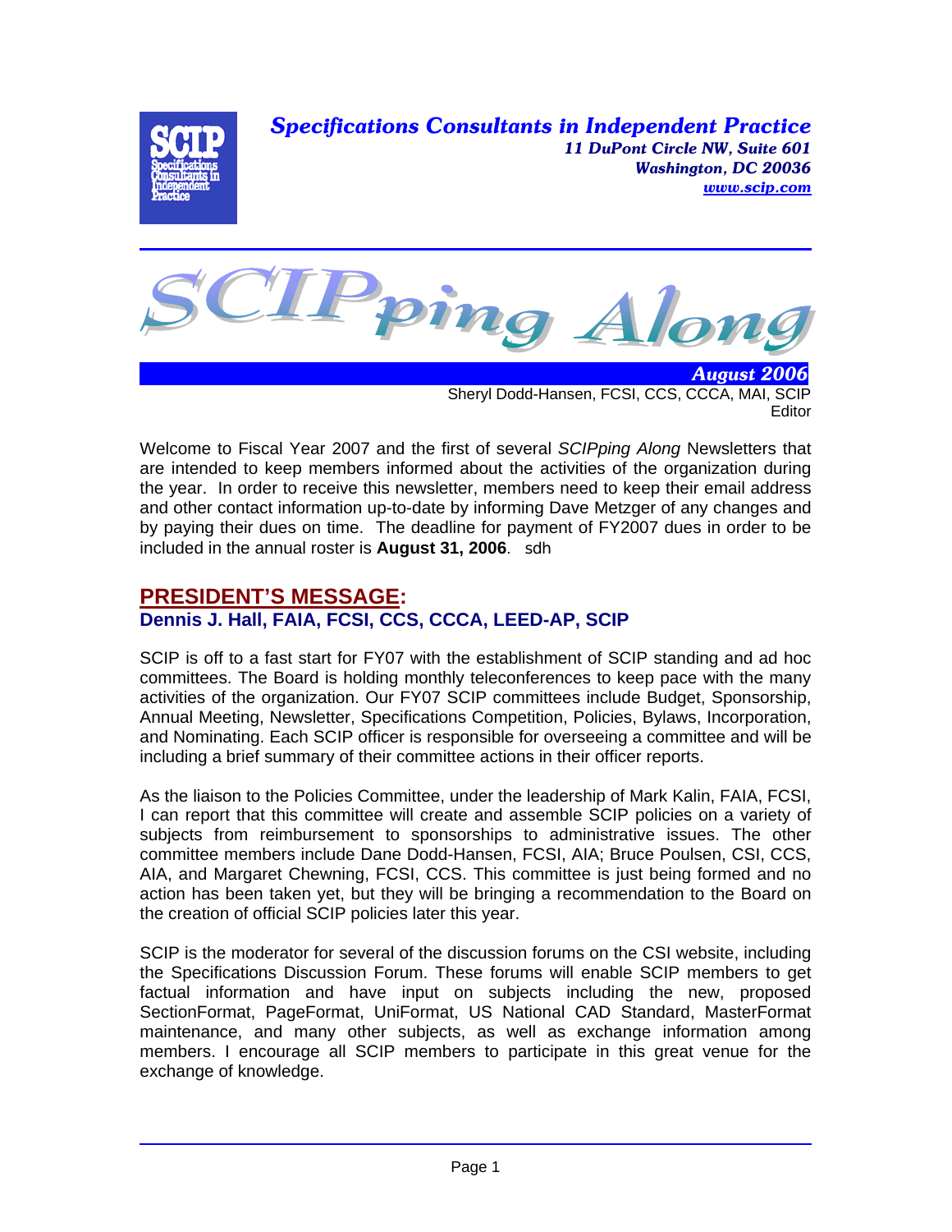**Specifications Consultants in Independent Practice**
*11 DuPont Circle NW, Suite 601*
*Washington, DC 20036*
*www.scip.com*

# SCIPping Along

***August 2006***

Sheryl Dodd-Hansen, FCSI, CCS, CCCA, MAI, SCIP
Editor

Welcome to Fiscal Year 2007 and the first of several *SCIPping Along* Newsletters that are intended to keep members informed about the activities of the organization during the year. In order to receive this newsletter, members need to keep their email address and other contact information up-to-date by informing Dave Metzger of any changes and by paying their dues on time. The deadline for payment of FY2007 dues in order to be included in the annual roster is **August 31, 2006**. sdh

## PRESIDENT'S MESSAGE:

### Dennis J. Hall, FAIA, FCSI, CCS, CCCA, LEED-AP, SCIP

SCIP is off to a fast start for FY07 with the establishment of SCIP standing and ad hoc committees. The Board is holding monthly teleconferences to keep pace with the many activities of the organization. Our FY07 SCIP committees include Budget, Sponsorship, Annual Meeting, Newsletter, Specifications Competition, Policies, Bylaws, Incorporation, and Nominating. Each SCIP officer is responsible for overseeing a committee and will be including a brief summary of their committee actions in their officer reports.

As the liaison to the Policies Committee, under the leadership of Mark Kalin, FAIA, FCSI, I can report that this committee will create and assemble SCIP policies on a variety of subjects from reimbursement to sponsorships to administrative issues. The other committee members include Dane Dodd-Hansen, FCSI, AIA; Bruce Poulsen, CSI, CCS, AIA, and Margaret Chewning, FCSI, CCS. This committee is just being formed and no action has been taken yet, but they will be bringing a recommendation to the Board on the creation of official SCIP policies later this year.

SCIP is the moderator for several of the discussion forums on the CSI website, including the Specifications Discussion Forum. These forums will enable SCIP members to get factual information and have input on subjects including the new, proposed SectionFormat, PageFormat, UniFormat, US National CAD Standard, MasterFormat maintenance, and many other subjects, as well as exchange information among members. I encourage all SCIP members to participate in this great venue for the exchange of knowledge.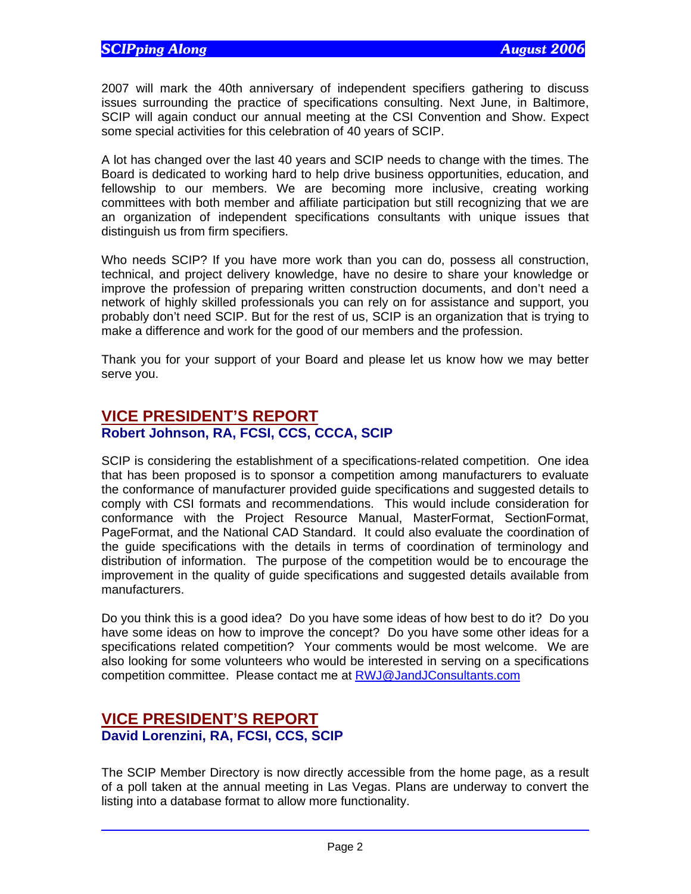2007 will mark the 40th anniversary of independent specifiers gathering to discuss issues surrounding the practice of specifications consulting. Next June, in Baltimore, SCIP will again conduct our annual meeting at the CSI Convention and Show. Expect some special activities for this celebration of 40 years of SCIP.

A lot has changed over the last 40 years and SCIP needs to change with the times. The Board is dedicated to working hard to help drive business opportunities, education, and fellowship to our members. We are becoming more inclusive, creating working committees with both member and affiliate participation but still recognizing that we are an organization of independent specifications consultants with unique issues that distinguish us from firm specifiers.

Who needs SCIP? If you have more work than you can do, possess all construction, technical, and project delivery knowledge, have no desire to share your knowledge or improve the profession of preparing written construction documents, and don't need a network of highly skilled professionals you can rely on for assistance and support, you probably don't need SCIP. But for the rest of us, SCIP is an organization that is trying to make a difference and work for the good of our members and the profession.

Thank you for your support of your Board and please let us know how we may better serve you.

## VICE PRESIDENT'S REPORT

**Robert Johnson, RA, FCSI, CCS, CCCA, SCIP**

SCIP is considering the establishment of a specifications-related competition. One idea that has been proposed is to sponsor a competition among manufacturers to evaluate the conformance of manufacturer provided guide specifications and suggested details to comply with CSI formats and recommendations. This would include consideration for conformance with the Project Resource Manual, MasterFormat, SectionFormat, PageFormat, and the National CAD Standard. It could also evaluate the coordination of the guide specifications with the details in terms of coordination of terminology and distribution of information. The purpose of the competition would be to encourage the improvement in the quality of guide specifications and suggested details available from manufacturers.

Do you think this is a good idea? Do you have some ideas of how best to do it? Do you have some ideas on how to improve the concept? Do you have some other ideas for a specifications related competition? Your comments would be most welcome. We are also looking for some volunteers who would be interested in serving on a specifications competition committee. Please contact me at RWJ@JandJConsultants.com

## VICE PRESIDENT'S REPORT

**David Lorenzini, RA, FCSI, CCS, SCIP**

The SCIP Member Directory is now directly accessible from the home page, as a result of a poll taken at the annual meeting in Las Vegas. Plans are underway to convert the listing into a database format to allow more functionality.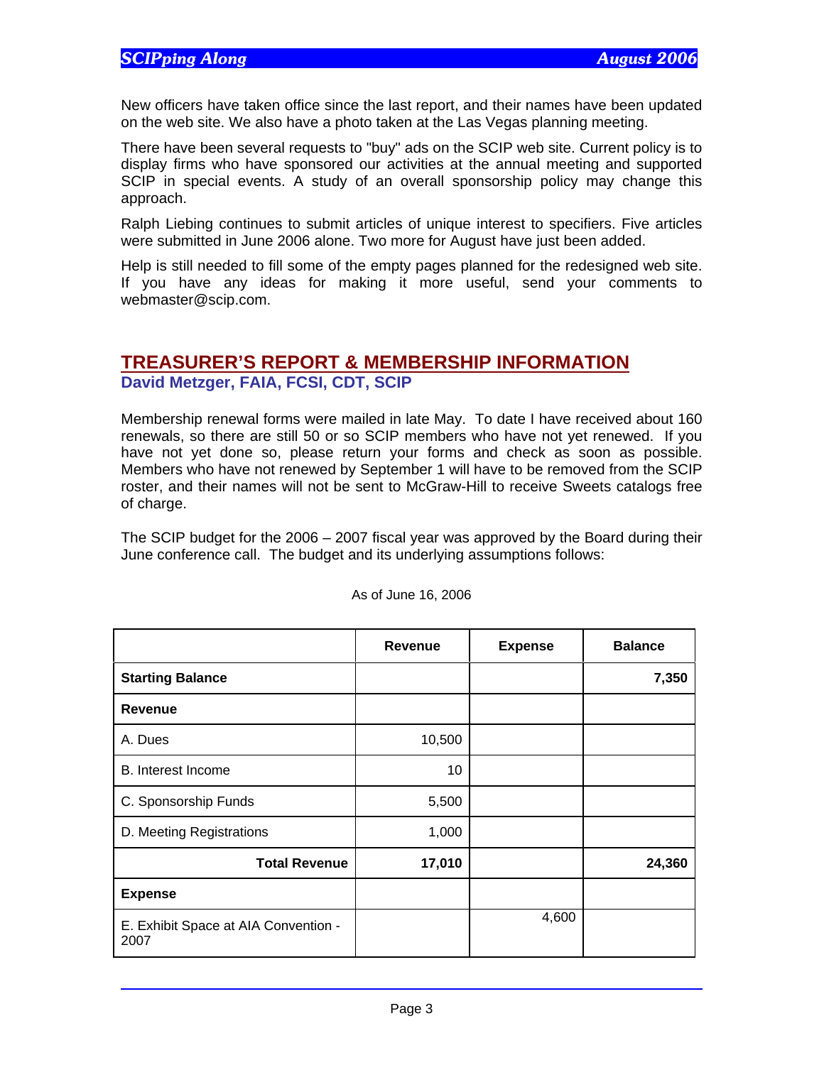New officers have taken office since the last report, and their names have been updated on the web site. We also have a photo taken at the Las Vegas planning meeting.

There have been several requests to "buy" ads on the SCIP web site. Current policy is to display firms who have sponsored our activities at the annual meeting and supported SCIP in special events. A study of an overall sponsorship policy may change this approach.

Ralph Liebing continues to submit articles of unique interest to specifiers. Five articles were submitted in June 2006 alone. Two more for August have just been added.

Help is still needed to fill some of the empty pages planned for the redesigned web site. If you have any ideas for making it more useful, send your comments to webmaster@scip.com.

## TREASURER'S REPORT & MEMBERSHIP INFORMATION

**David Metzger, FAIA, FCSI, CDT, SCIP**

Membership renewal forms were mailed in late May. To date I have received about 160 renewals, so there are still 50 or so SCIP members who have not yet renewed. If you have not yet done so, please return your forms and check as soon as possible. Members who have not renewed by September 1 will have to be removed from the SCIP roster, and their names will not be sent to McGraw-Hill to receive Sweets catalogs free of charge.

The SCIP budget for the 2006 – 2007 fiscal year was approved by the Board during their June conference call. The budget and its underlying assumptions follows:

As of June 16, 2006

| | Revenue | Expense | Balance |
|---|---|---|---|
| **Starting Balance** | | | **7,350** |
| **Revenue** | | | |
| A. Dues | 10,500 | | |
| B. Interest Income | 10 | | |
| C. Sponsorship Funds | 5,500 | | |
| D. Meeting Registrations | 1,000 | | |
| **Total Revenue** | **17,010** | | **24,360** |
| **Expense** | | | |
| E. Exhibit Space at AIA Convention - 2007 | | 4,600 | |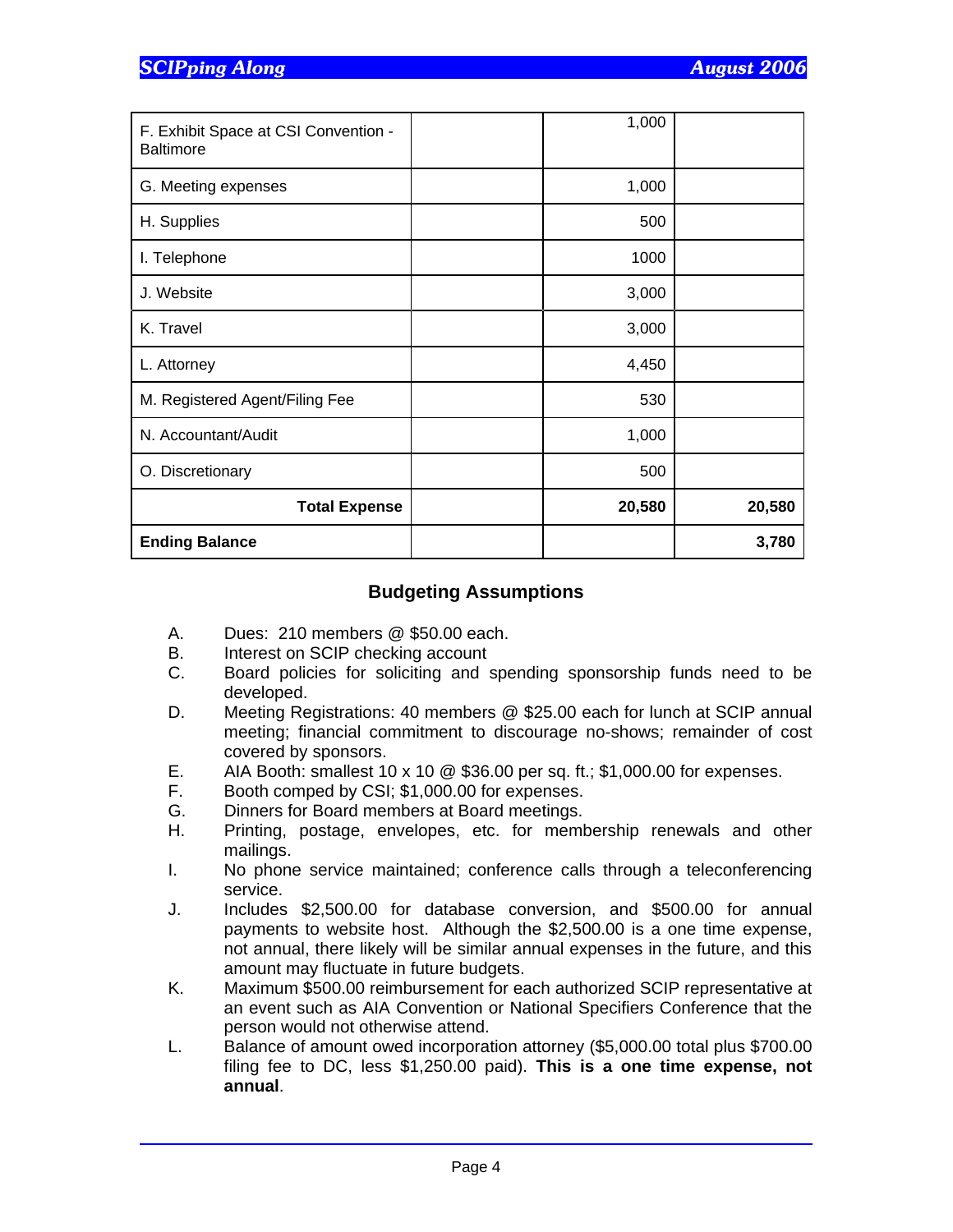| | | | |
|---|---|---|---|
| F. Exhibit Space at CSI Convention - Baltimore | | 1,000 | |
| G. Meeting expenses | | 1,000 | |
| H. Supplies | | 500 | |
| I. Telephone | | 1000 | |
| J. Website | | 3,000 | |
| K. Travel | | 3,000 | |
| L. Attorney | | 4,450 | |
| M. Registered Agent/Filing Fee | | 530 | |
| N. Accountant/Audit | | 1,000 | |
| O. Discretionary | | 500 | |
| **Total Expense** | | **20,580** | **20,580** |
| **Ending Balance** | | | **3,780** |

## Budgeting Assumptions

A. Dues: 210 members @ $50.00 each.
B. Interest on SCIP checking account
C. Board policies for soliciting and spending sponsorship funds need to be developed.
D. Meeting Registrations: 40 members @ $25.00 each for lunch at SCIP annual meeting; financial commitment to discourage no-shows; remainder of cost covered by sponsors.
E. AIA Booth: smallest 10 x 10 @ $36.00 per sq. ft.; $1,000.00 for expenses.
F. Booth comped by CSI; $1,000.00 for expenses.
G. Dinners for Board members at Board meetings.
H. Printing, postage, envelopes, etc. for membership renewals and other mailings.
I. No phone service maintained; conference calls through a teleconferencing service.
J. Includes $2,500.00 for database conversion, and $500.00 for annual payments to website host. Although the $2,500.00 is a one time expense, not annual, there likely will be similar annual expenses in the future, and this amount may fluctuate in future budgets.
K. Maximum $500.00 reimbursement for each authorized SCIP representative at an event such as AIA Convention or National Specifiers Conference that the person would not otherwise attend.
L. Balance of amount owed incorporation attorney ($5,000.00 total plus $700.00 filing fee to DC, less $1,250.00 paid). **This is a one time expense, not annual**.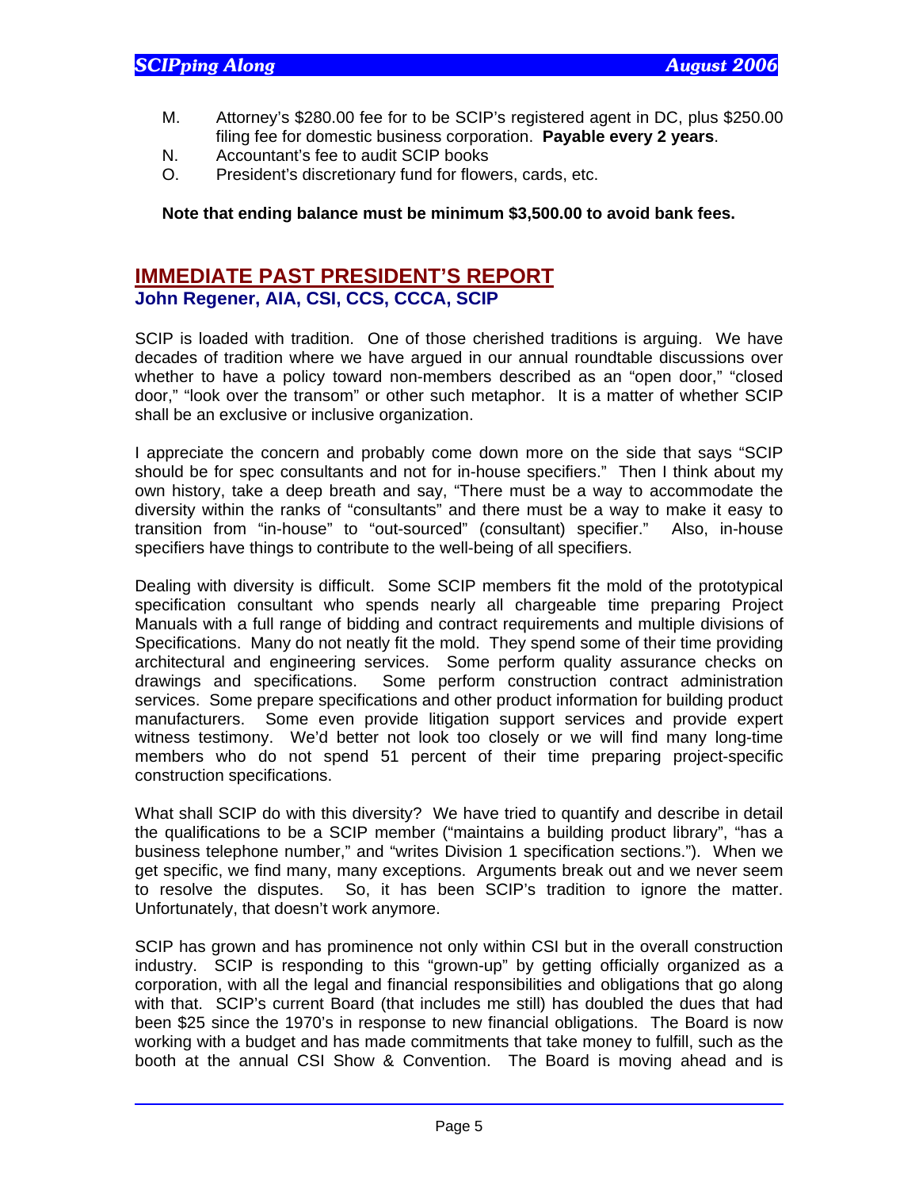M. Attorney's $280.00 fee for to be SCIP's registered agent in DC, plus $250.00 filing fee for domestic business corporation. **Payable every 2 years**.
N. Accountant's fee to audit SCIP books
O. President's discretionary fund for flowers, cards, etc.

**Note that ending balance must be minimum $3,500.00 to avoid bank fees.**

## IMMEDIATE PAST PRESIDENT'S REPORT

**John Regener, AIA, CSI, CCS, CCCA, SCIP**

SCIP is loaded with tradition. One of those cherished traditions is arguing. We have decades of tradition where we have argued in our annual roundtable discussions over whether to have a policy toward non-members described as an "open door," "closed door," "look over the transom" or other such metaphor. It is a matter of whether SCIP shall be an exclusive or inclusive organization.

I appreciate the concern and probably come down more on the side that says "SCIP should be for spec consultants and not for in-house specifiers." Then I think about my own history, take a deep breath and say, "There must be a way to accommodate the diversity within the ranks of "consultants" and there must be a way to make it easy to transition from "in-house" to "out-sourced" (consultant) specifier." Also, in-house specifiers have things to contribute to the well-being of all specifiers.

Dealing with diversity is difficult. Some SCIP members fit the mold of the prototypical specification consultant who spends nearly all chargeable time preparing Project Manuals with a full range of bidding and contract requirements and multiple divisions of Specifications. Many do not neatly fit the mold. They spend some of their time providing architectural and engineering services. Some perform quality assurance checks on drawings and specifications. Some perform construction contract administration services. Some prepare specifications and other product information for building product manufacturers. Some even provide litigation support services and provide expert witness testimony. We'd better not look too closely or we will find many long-time members who do not spend 51 percent of their time preparing project-specific construction specifications.

What shall SCIP do with this diversity? We have tried to quantify and describe in detail the qualifications to be a SCIP member ("maintains a building product library", "has a business telephone number," and "writes Division 1 specification sections."). When we get specific, we find many, many exceptions. Arguments break out and we never seem to resolve the disputes. So, it has been SCIP's tradition to ignore the matter. Unfortunately, that doesn't work anymore.

SCIP has grown and has prominence not only within CSI but in the overall construction industry. SCIP is responding to this "grown-up" by getting officially organized as a corporation, with all the legal and financial responsibilities and obligations that go along with that. SCIP's current Board (that includes me still) has doubled the dues that had been $25 since the 1970's in response to new financial obligations. The Board is now working with a budget and has made commitments that take money to fulfill, such as the booth at the annual CSI Show & Convention. The Board is moving ahead and is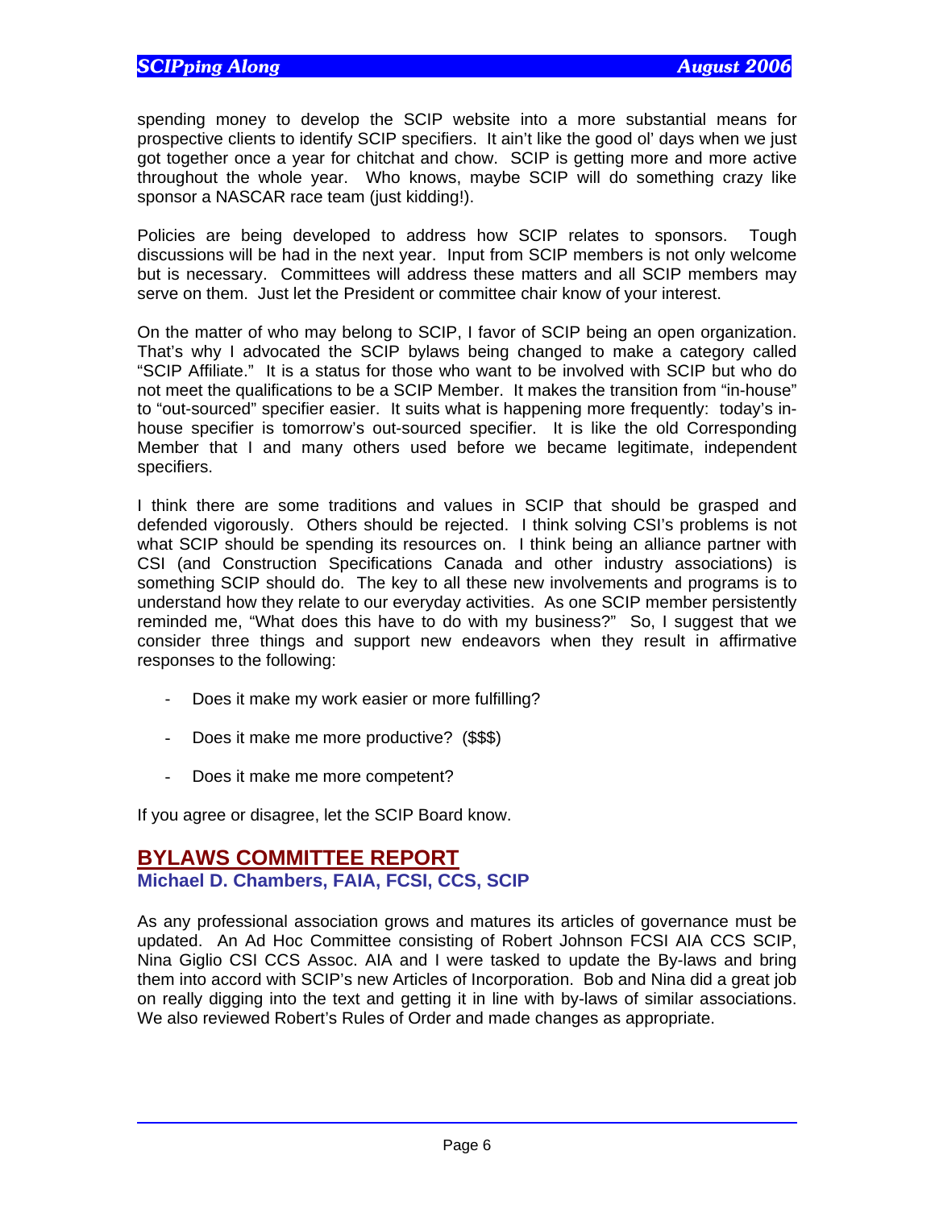spending money to develop the SCIP website into a more substantial means for prospective clients to identify SCIP specifiers. It ain't like the good ol' days when we just got together once a year for chitchat and chow. SCIP is getting more and more active throughout the whole year. Who knows, maybe SCIP will do something crazy like sponsor a NASCAR race team (just kidding!).

Policies are being developed to address how SCIP relates to sponsors. Tough discussions will be had in the next year. Input from SCIP members is not only welcome but is necessary. Committees will address these matters and all SCIP members may serve on them. Just let the President or committee chair know of your interest.

On the matter of who may belong to SCIP, I favor of SCIP being an open organization. That's why I advocated the SCIP bylaws being changed to make a category called "SCIP Affiliate." It is a status for those who want to be involved with SCIP but who do not meet the qualifications to be a SCIP Member. It makes the transition from "in-house" to "out-sourced" specifier easier. It suits what is happening more frequently: today's in-house specifier is tomorrow's out-sourced specifier. It is like the old Corresponding Member that I and many others used before we became legitimate, independent specifiers.

I think there are some traditions and values in SCIP that should be grasped and defended vigorously. Others should be rejected. I think solving CSI's problems is not what SCIP should be spending its resources on. I think being an alliance partner with CSI (and Construction Specifications Canada and other industry associations) is something SCIP should do. The key to all these new involvements and programs is to understand how they relate to our everyday activities. As one SCIP member persistently reminded me, "What does this have to do with my business?" So, I suggest that we consider three things and support new endeavors when they result in affirmative responses to the following:

- Does it make my work easier or more fulfilling?
- Does it make me more productive? ($$$)
- Does it make me more competent?

If you agree or disagree, let the SCIP Board know.

## BYLAWS COMMITTEE REPORT

### Michael D. Chambers, FAIA, FCSI, CCS, SCIP

As any professional association grows and matures its articles of governance must be updated. An Ad Hoc Committee consisting of Robert Johnson FCSI AIA CCS SCIP, Nina Giglio CSI CCS Assoc. AIA and I were tasked to update the By-laws and bring them into accord with SCIP's new Articles of Incorporation. Bob and Nina did a great job on really digging into the text and getting it in line with by-laws of similar associations. We also reviewed Robert's Rules of Order and made changes as appropriate.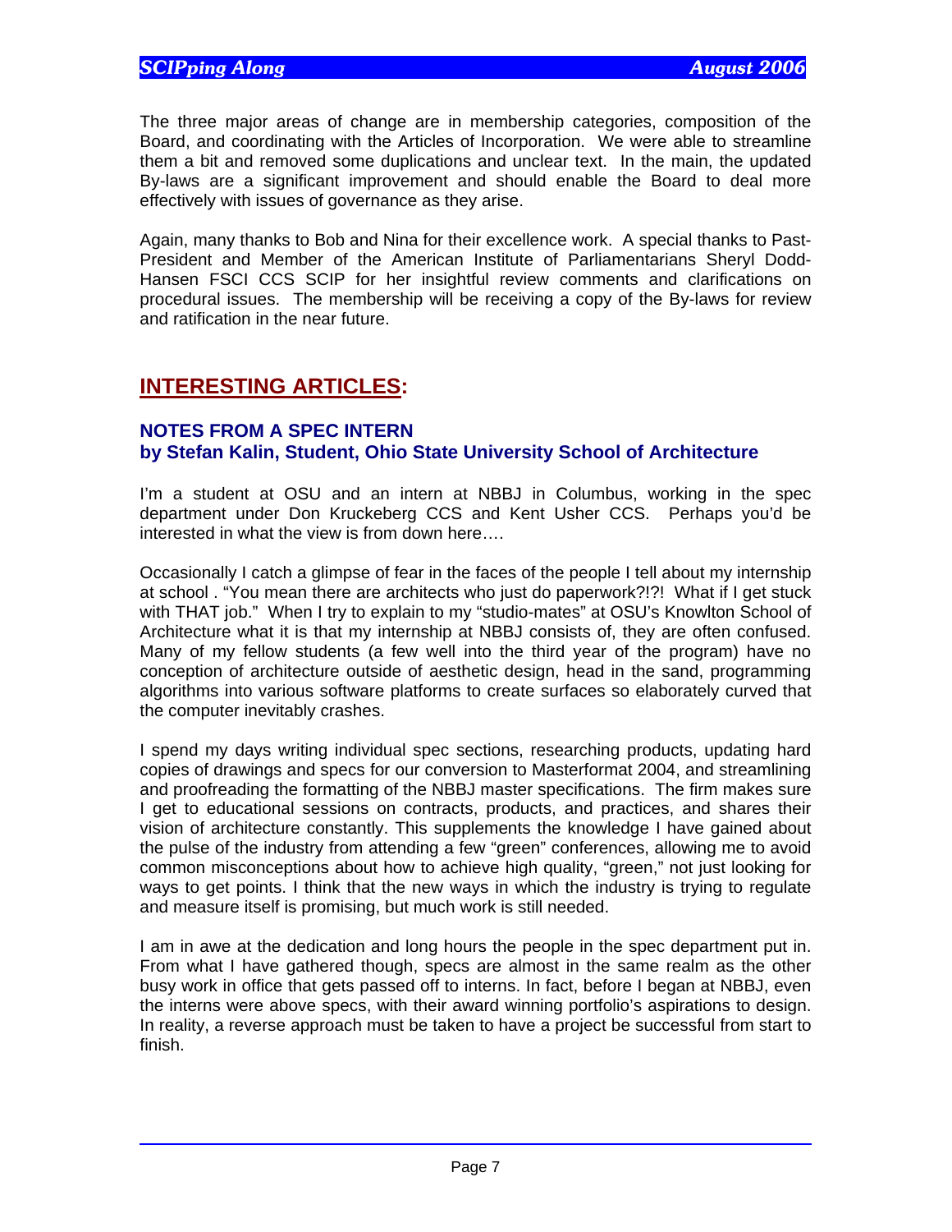The three major areas of change are in membership categories, composition of the Board, and coordinating with the Articles of Incorporation. We were able to streamline them a bit and removed some duplications and unclear text. In the main, the updated By-laws are a significant improvement and should enable the Board to deal more effectively with issues of governance as they arise.

Again, many thanks to Bob and Nina for their excellence work. A special thanks to Past-President and Member of the American Institute of Parliamentarians Sheryl Dodd-Hansen FSCI CCS SCIP for her insightful review comments and clarifications on procedural issues. The membership will be receiving a copy of the By-laws for review and ratification in the near future.

## INTERESTING ARTICLES:

### NOTES FROM A SPEC INTERN
### by Stefan Kalin, Student, Ohio State University School of Architecture

I'm a student at OSU and an intern at NBBJ in Columbus, working in the spec department under Don Kruckeberg CCS and Kent Usher CCS. Perhaps you'd be interested in what the view is from down here….

Occasionally I catch a glimpse of fear in the faces of the people I tell about my internship at school . "You mean there are architects who just do paperwork?!?! What if I get stuck with THAT job." When I try to explain to my "studio-mates" at OSU's Knowlton School of Architecture what it is that my internship at NBBJ consists of, they are often confused. Many of my fellow students (a few well into the third year of the program) have no conception of architecture outside of aesthetic design, head in the sand, programming algorithms into various software platforms to create surfaces so elaborately curved that the computer inevitably crashes.

I spend my days writing individual spec sections, researching products, updating hard copies of drawings and specs for our conversion to Masterformat 2004, and streamlining and proofreading the formatting of the NBBJ master specifications. The firm makes sure I get to educational sessions on contracts, products, and practices, and shares their vision of architecture constantly. This supplements the knowledge I have gained about the pulse of the industry from attending a few "green" conferences, allowing me to avoid common misconceptions about how to achieve high quality, "green," not just looking for ways to get points. I think that the new ways in which the industry is trying to regulate and measure itself is promising, but much work is still needed.

I am in awe at the dedication and long hours the people in the spec department put in. From what I have gathered though, specs are almost in the same realm as the other busy work in office that gets passed off to interns. In fact, before I began at NBBJ, even the interns were above specs, with their award winning portfolio's aspirations to design. In reality, a reverse approach must be taken to have a project be successful from start to finish.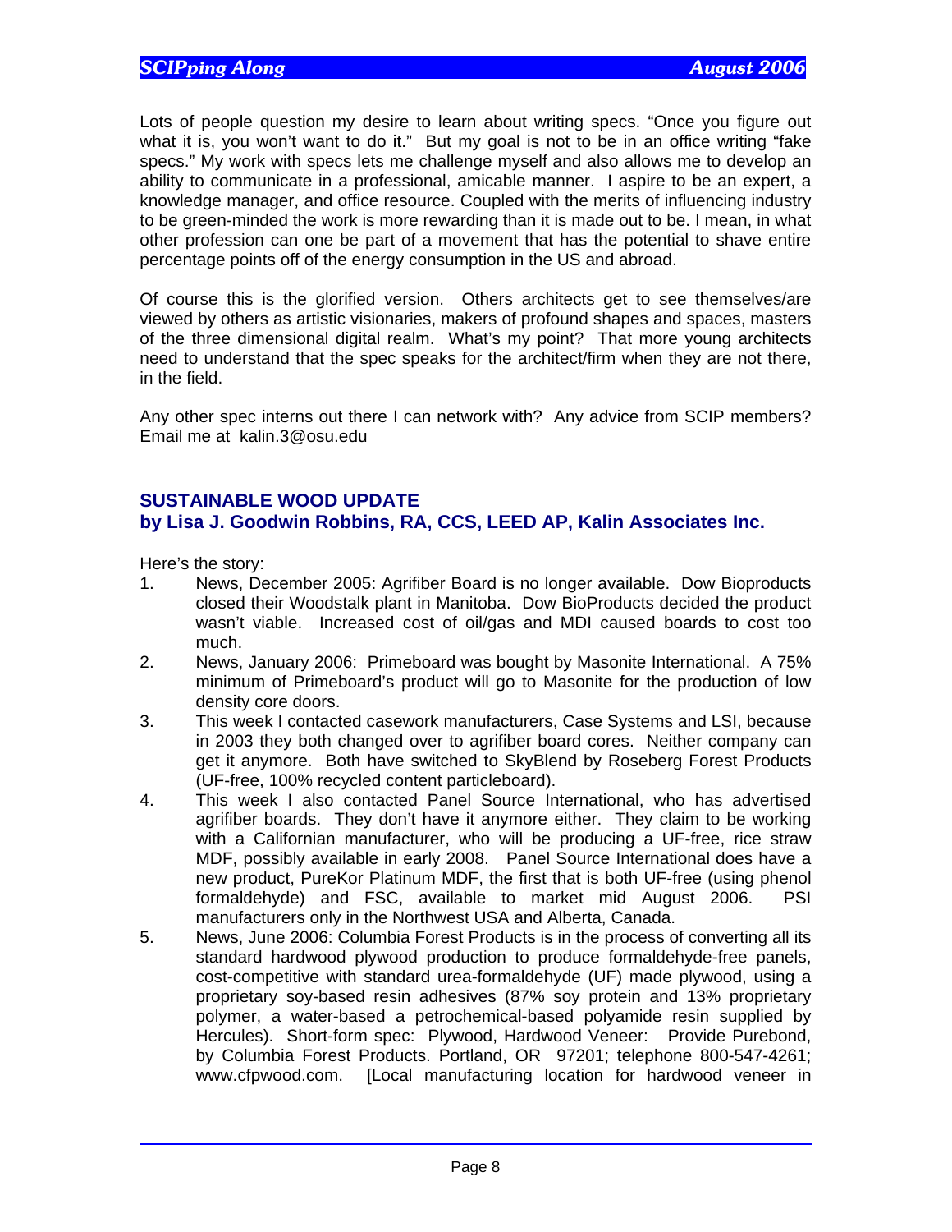Lots of people question my desire to learn about writing specs. "Once you figure out what it is, you won't want to do it." But my goal is not to be in an office writing "fake specs." My work with specs lets me challenge myself and also allows me to develop an ability to communicate in a professional, amicable manner. I aspire to be an expert, a knowledge manager, and office resource. Coupled with the merits of influencing industry to be green-minded the work is more rewarding than it is made out to be. I mean, in what other profession can one be part of a movement that has the potential to shave entire percentage points off of the energy consumption in the US and abroad.

Of course this is the glorified version. Others architects get to see themselves/are viewed by others as artistic visionaries, makers of profound shapes and spaces, masters of the three dimensional digital realm. What's my point? That more young architects need to understand that the spec speaks for the architect/firm when they are not there, in the field.

Any other spec interns out there I can network with? Any advice from SCIP members? Email me at kalin.3@osu.edu

## SUSTAINABLE WOOD UPDATE
### by Lisa J. Goodwin Robbins, RA, CCS, LEED AP, Kalin Associates Inc.

Here's the story:

1. News, December 2005: Agrifiber Board is no longer available. Dow Bioproducts closed their Woodstalk plant in Manitoba. Dow BioProducts decided the product wasn't viable. Increased cost of oil/gas and MDI caused boards to cost too much.
2. News, January 2006: Primeboard was bought by Masonite International. A 75% minimum of Primeboard's product will go to Masonite for the production of low density core doors.
3. This week I contacted casework manufacturers, Case Systems and LSI, because in 2003 they both changed over to agrifiber board cores. Neither company can get it anymore. Both have switched to SkyBlend by Roseberg Forest Products (UF-free, 100% recycled content particleboard).
4. This week I also contacted Panel Source International, who has advertised agrifiber boards. They don't have it anymore either. They claim to be working with a Californian manufacturer, who will be producing a UF-free, rice straw MDF, possibly available in early 2008. Panel Source International does have a new product, PureKor Platinum MDF, the first that is both UF-free (using phenol formaldehyde) and FSC, available to market mid August 2006. PSI manufacturers only in the Northwest USA and Alberta, Canada.
5. News, June 2006: Columbia Forest Products is in the process of converting all its standard hardwood plywood production to produce formaldehyde-free panels, cost-competitive with standard urea-formaldehyde (UF) made plywood, using a proprietary soy-based resin adhesives (87% soy protein and 13% proprietary polymer, a water-based a petrochemical-based polyamide resin supplied by Hercules). Short-form spec: Plywood, Hardwood Veneer: Provide Purebond, by Columbia Forest Products. Portland, OR 97201; telephone 800-547-4261; www.cfpwood.com. [Local manufacturing location for hardwood veneer in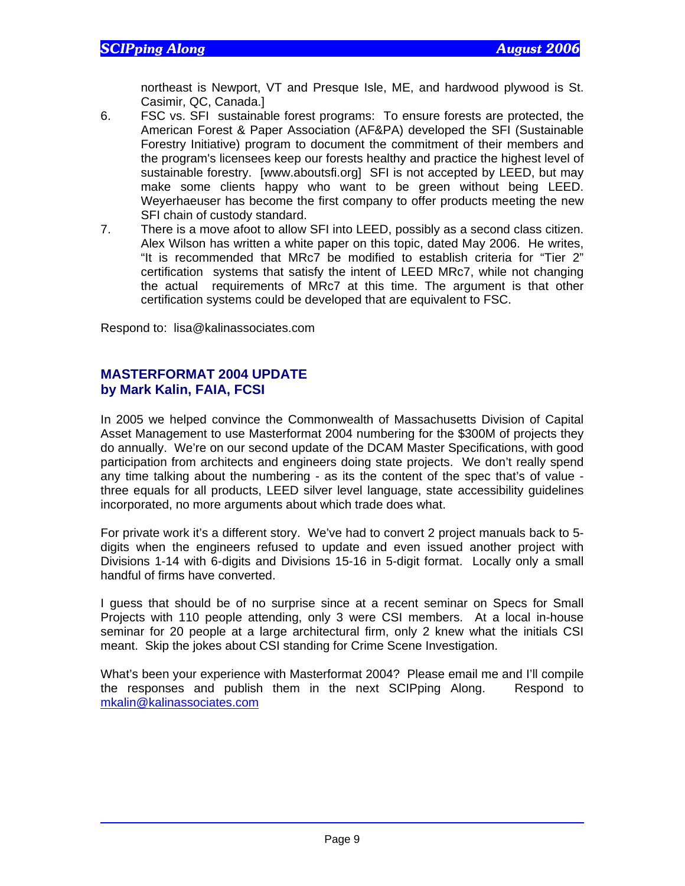northeast is Newport, VT and Presque Isle, ME, and hardwood plywood is St. Casimir, QC, Canada.]

6. FSC vs. SFI sustainable forest programs: To ensure forests are protected, the American Forest & Paper Association (AF&PA) developed the SFI (Sustainable Forestry Initiative) program to document the commitment of their members and the program's licensees keep our forests healthy and practice the highest level of sustainable forestry. [www.aboutsfi.org] SFI is not accepted by LEED, but may make some clients happy who want to be green without being LEED. Weyerhaeuser has become the first company to offer products meeting the new SFI chain of custody standard.
7. There is a move afoot to allow SFI into LEED, possibly as a second class citizen. Alex Wilson has written a white paper on this topic, dated May 2006. He writes, "It is recommended that MRc7 be modified to establish criteria for "Tier 2" certification systems that satisfy the intent of LEED MRc7, while not changing the actual requirements of MRc7 at this time. The argument is that other certification systems could be developed that are equivalent to FSC.

Respond to: lisa@kalinassociates.com

## MASTERFORMAT 2004 UPDATE
## by Mark Kalin, FAIA, FCSI

In 2005 we helped convince the Commonwealth of Massachusetts Division of Capital Asset Management to use Masterformat 2004 numbering for the $300M of projects they do annually. We're on our second update of the DCAM Master Specifications, with good participation from architects and engineers doing state projects. We don't really spend any time talking about the numbering - as its the content of the spec that's of value - three equals for all products, LEED silver level language, state accessibility guidelines incorporated, no more arguments about which trade does what.

For private work it's a different story. We've had to convert 2 project manuals back to 5-digits when the engineers refused to update and even issued another project with Divisions 1-14 with 6-digits and Divisions 15-16 in 5-digit format. Locally only a small handful of firms have converted.

I guess that should be of no surprise since at a recent seminar on Specs for Small Projects with 110 people attending, only 3 were CSI members. At a local in-house seminar for 20 people at a large architectural firm, only 2 knew what the initials CSI meant. Skip the jokes about CSI standing for Crime Scene Investigation.

What's been your experience with Masterformat 2004? Please email me and I'll compile the responses and publish them in the next SCIPping Along. Respond to [mkalin@kalinassociates.com](mailto:mkalin@kalinassociates.com)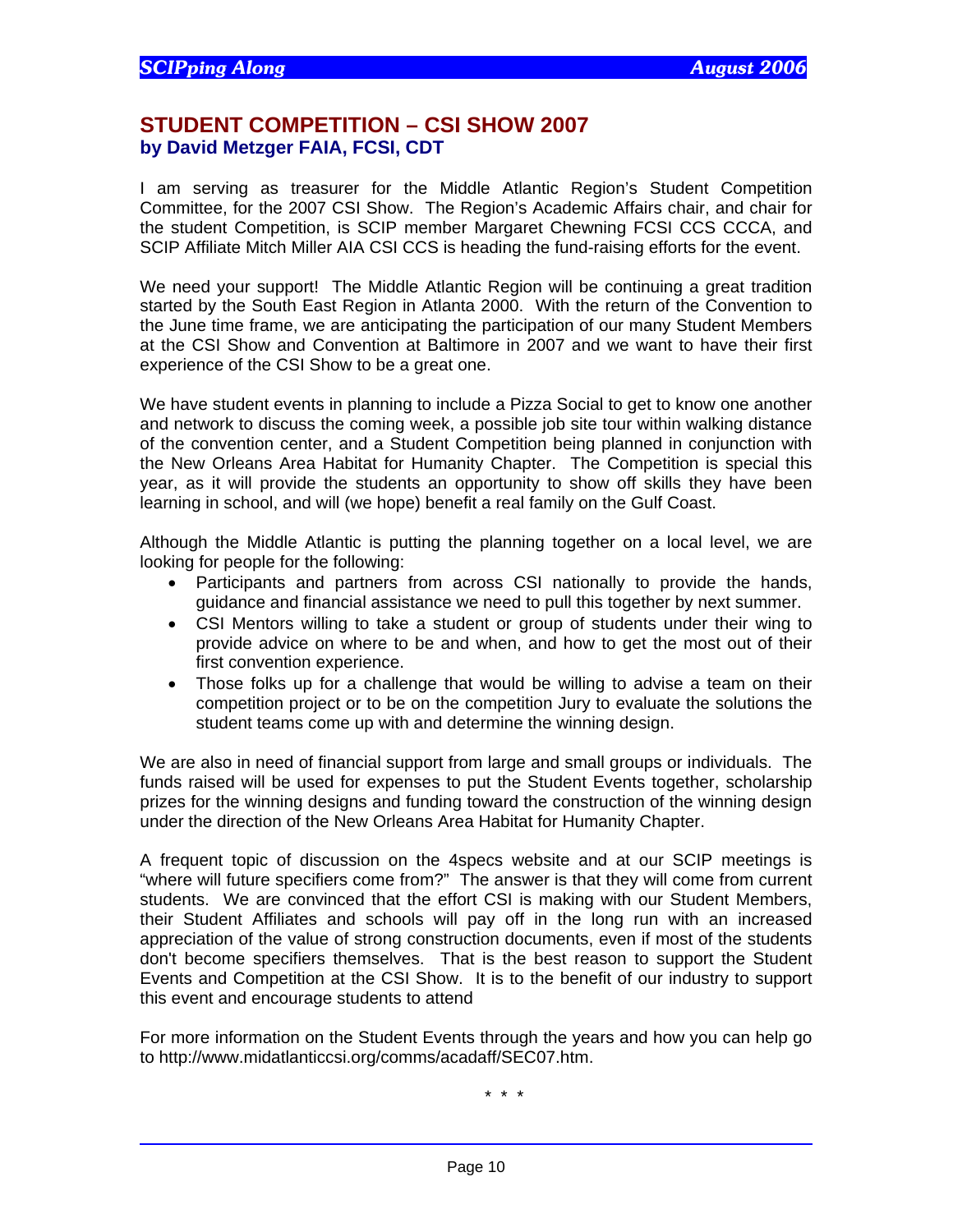## STUDENT COMPETITION – CSI SHOW 2007

**by David Metzger FAIA, FCSI, CDT**

I am serving as treasurer for the Middle Atlantic Region's Student Competition Committee, for the 2007 CSI Show. The Region's Academic Affairs chair, and chair for the student Competition, is SCIP member Margaret Chewning FCSI CCS CCCA, and SCIP Affiliate Mitch Miller AIA CSI CCS is heading the fund-raising efforts for the event.

We need your support! The Middle Atlantic Region will be continuing a great tradition started by the South East Region in Atlanta 2000. With the return of the Convention to the June time frame, we are anticipating the participation of our many Student Members at the CSI Show and Convention at Baltimore in 2007 and we want to have their first experience of the CSI Show to be a great one.

We have student events in planning to include a Pizza Social to get to know one another and network to discuss the coming week, a possible job site tour within walking distance of the convention center, and a Student Competition being planned in conjunction with the New Orleans Area Habitat for Humanity Chapter. The Competition is special this year, as it will provide the students an opportunity to show off skills they have been learning in school, and will (we hope) benefit a real family on the Gulf Coast.

Although the Middle Atlantic is putting the planning together on a local level, we are looking for people for the following:

- Participants and partners from across CSI nationally to provide the hands, guidance and financial assistance we need to pull this together by next summer.
- CSI Mentors willing to take a student or group of students under their wing to provide advice on where to be and when, and how to get the most out of their first convention experience.
- Those folks up for a challenge that would be willing to advise a team on their competition project or to be on the competition Jury to evaluate the solutions the student teams come up with and determine the winning design.

We are also in need of financial support from large and small groups or individuals. The funds raised will be used for expenses to put the Student Events together, scholarship prizes for the winning designs and funding toward the construction of the winning design under the direction of the New Orleans Area Habitat for Humanity Chapter.

A frequent topic of discussion on the 4specs website and at our SCIP meetings is "where will future specifiers come from?" The answer is that they will come from current students. We are convinced that the effort CSI is making with our Student Members, their Student Affiliates and schools will pay off in the long run with an increased appreciation of the value of strong construction documents, even if most of the students don't become specifiers themselves. That is the best reason to support the Student Events and Competition at the CSI Show. It is to the benefit of our industry to support this event and encourage students to attend

For more information on the Student Events through the years and how you can help go to http://www.midatlanticcsi.org/comms/acadaff/SEC07.htm.

\* \* \*